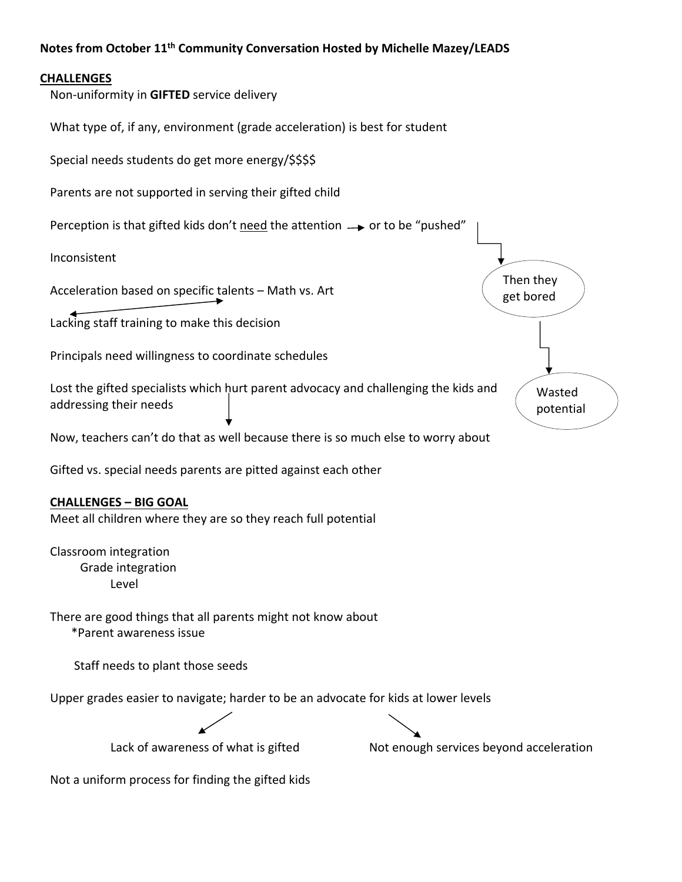**Notes from October 11th Community Conversation Hosted by Michelle Mazey/LEADS**

**CHALLENGES**

Non-uniformity in **GIFTED** service delivery

What type of, if any, environment (grade acceleration) is best for student

Special needs students do get more energy/$$$$

Parents are not supported in serving their gifted child

Perception is that gifted kids don't <u>need</u> the attention → or to be "pushed" → Then they get bored → Wasted potential

Inconsistent

Acceleration based on specific talents – Math vs. Art

↔

Lacking staff training to make this decision

Principals need willingness to coordinate schedules

Lost the gifted specialists which hurt parent advocacy and challenging the kids and addressing their needs

↓

Now, teachers can't do that as well because there is so much else to worry about

Gifted vs. special needs parents are pitted against each other

**CHALLENGES – BIG GOAL**

Meet all children where they are so they reach full potential

Classroom integration
- Grade integration
  - Level

There are good things that all parents might not know about
- *Parent awareness issue

Staff needs to plant those seeds

Upper grades easier to navigate; harder to be an advocate for kids at lower levels
- ↙ Lack of awareness of what is gifted
- ↘ Not enough services beyond acceleration

Not a uniform process for finding the gifted kids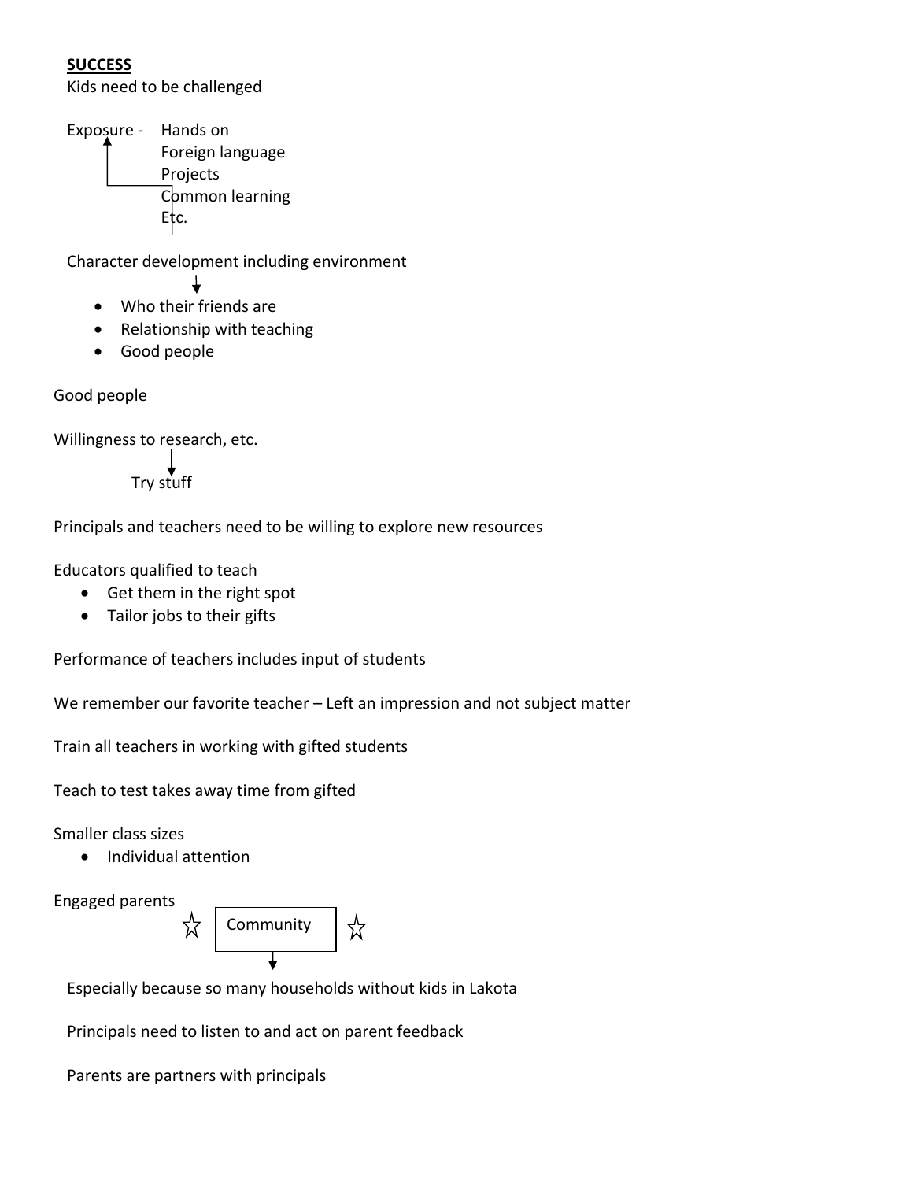**SUCCESS**

Kids need to be challenged

Exposure -
- Hands on
- Foreign language
- Projects
- Common learning
- Etc.

Character development including environment

- Who their friends are
- Relationship with teaching
- Good people

Good people

Willingness to research, etc.

Try stuff

Principals and teachers need to be willing to explore new resources

Educators qualified to teach

- Get them in the right spot
- Tailor jobs to their gifts

Performance of teachers includes input of students

We remember our favorite teacher – Left an impression and not subject matter

Train all teachers in working with gifted students

Teach to test takes away time from gifted

Smaller class sizes

- Individual attention

Engaged parents

☆ Community ☆

Especially because so many households without kids in Lakota

Principals need to listen to and act on parent feedback

Parents are partners with principals